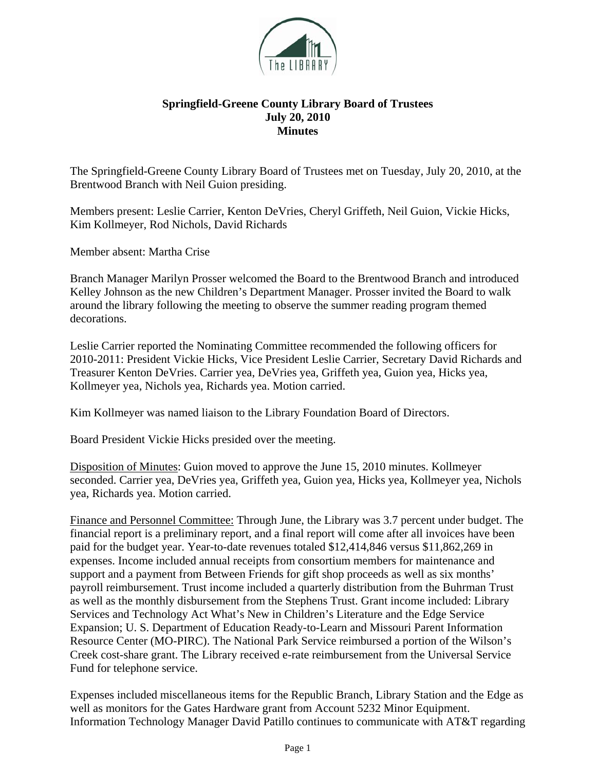# Springfield-Greene County Library Board of Trustees
## July 20, 2010
## Minutes

The Springfield-Greene County Library Board of Trustees met on Tuesday, July 20, 2010, at the Brentwood Branch with Neil Guion presiding.

Members present: Leslie Carrier, Kenton DeVries, Cheryl Griffeth, Neil Guion, Vickie Hicks, Kim Kollmeyer, Rod Nichols, David Richards

Member absent: Martha Crise

Branch Manager Marilyn Prosser welcomed the Board to the Brentwood Branch and introduced Kelley Johnson as the new Children's Department Manager. Prosser invited the Board to walk around the library following the meeting to observe the summer reading program themed decorations.

Leslie Carrier reported the Nominating Committee recommended the following officers for 2010-2011: President Vickie Hicks, Vice President Leslie Carrier, Secretary David Richards and Treasurer Kenton DeVries. Carrier yea, DeVries yea, Griffeth yea, Guion yea, Hicks yea, Kollmeyer yea, Nichols yea, Richards yea. Motion carried.

Kim Kollmeyer was named liaison to the Library Foundation Board of Directors.

Board President Vickie Hicks presided over the meeting.

<u>Disposition of Minutes</u>: Guion moved to approve the June 15, 2010 minutes. Kollmeyer seconded. Carrier yea, DeVries yea, Griffeth yea, Guion yea, Hicks yea, Kollmeyer yea, Nichols yea, Richards yea. Motion carried.

<u>Finance and Personnel Committee:</u> Through June, the Library was 3.7 percent under budget. The financial report is a preliminary report, and a final report will come after all invoices have been paid for the budget year. Year-to-date revenues totaled $12,414,846 versus $11,862,269 in expenses. Income included annual receipts from consortium members for maintenance and support and a payment from Between Friends for gift shop proceeds as well as six months' payroll reimbursement. Trust income included a quarterly distribution from the Buhrman Trust as well as the monthly disbursement from the Stephens Trust. Grant income included: Library Services and Technology Act What's New in Children's Literature and the Edge Service Expansion; U. S. Department of Education Ready-to-Learn and Missouri Parent Information Resource Center (MO-PIRC). The National Park Service reimbursed a portion of the Wilson's Creek cost-share grant. The Library received e-rate reimbursement from the Universal Service Fund for telephone service.

Expenses included miscellaneous items for the Republic Branch, Library Station and the Edge as well as monitors for the Gates Hardware grant from Account 5232 Minor Equipment. Information Technology Manager David Patillo continues to communicate with AT&T regarding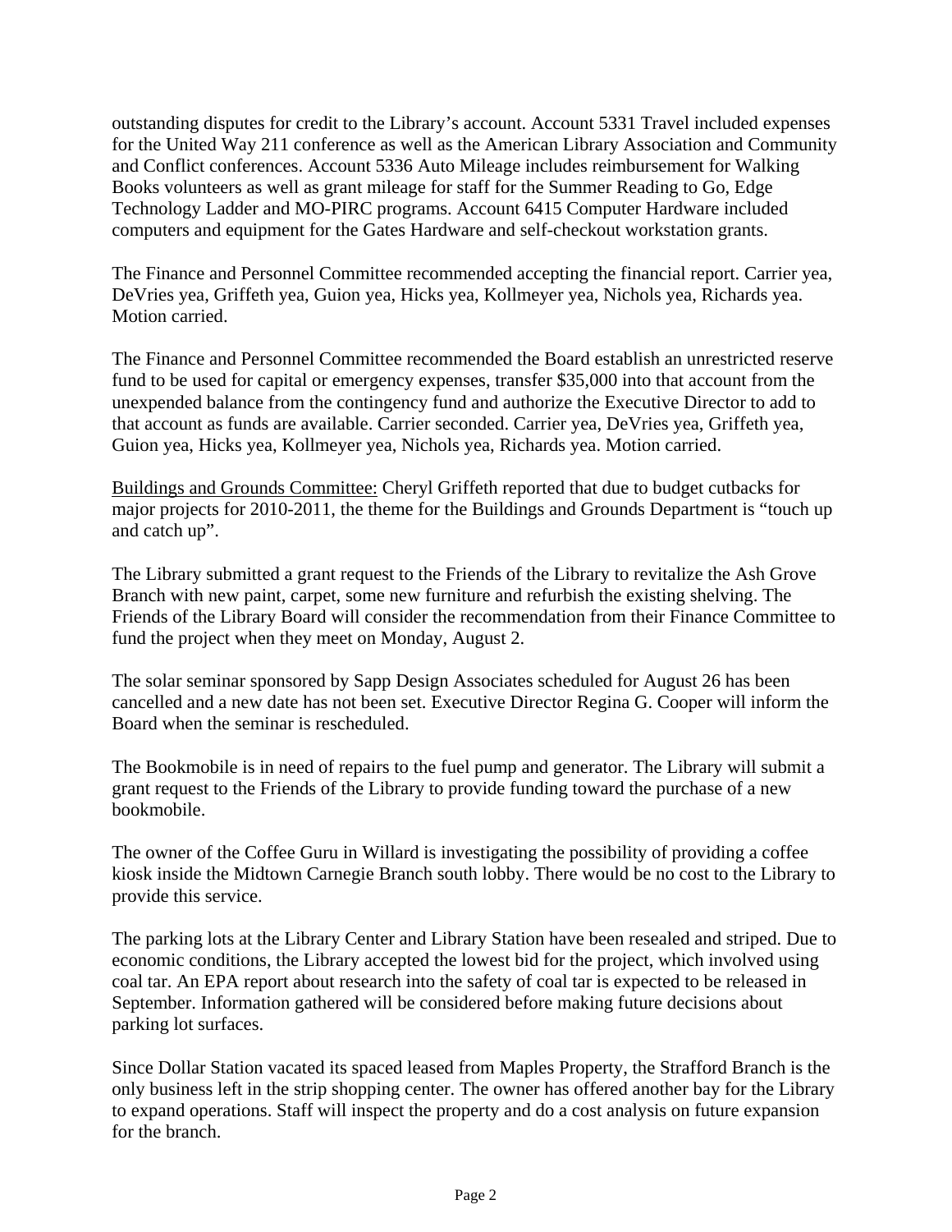outstanding disputes for credit to the Library's account. Account 5331 Travel included expenses for the United Way 211 conference as well as the American Library Association and Community and Conflict conferences. Account 5336 Auto Mileage includes reimbursement for Walking Books volunteers as well as grant mileage for staff for the Summer Reading to Go, Edge Technology Ladder and MO-PIRC programs. Account 6415 Computer Hardware included computers and equipment for the Gates Hardware and self-checkout workstation grants.

The Finance and Personnel Committee recommended accepting the financial report. Carrier yea, DeVries yea, Griffeth yea, Guion yea, Hicks yea, Kollmeyer yea, Nichols yea, Richards yea. Motion carried.

The Finance and Personnel Committee recommended the Board establish an unrestricted reserve fund to be used for capital or emergency expenses, transfer $35,000 into that account from the unexpended balance from the contingency fund and authorize the Executive Director to add to that account as funds are available. Carrier seconded. Carrier yea, DeVries yea, Griffeth yea, Guion yea, Hicks yea, Kollmeyer yea, Nichols yea, Richards yea. Motion carried.

Buildings and Grounds Committee: Cheryl Griffeth reported that due to budget cutbacks for major projects for 2010-2011, the theme for the Buildings and Grounds Department is "touch up and catch up".

The Library submitted a grant request to the Friends of the Library to revitalize the Ash Grove Branch with new paint, carpet, some new furniture and refurbish the existing shelving. The Friends of the Library Board will consider the recommendation from their Finance Committee to fund the project when they meet on Monday, August 2.

The solar seminar sponsored by Sapp Design Associates scheduled for August 26 has been cancelled and a new date has not been set. Executive Director Regina G. Cooper will inform the Board when the seminar is rescheduled.

The Bookmobile is in need of repairs to the fuel pump and generator. The Library will submit a grant request to the Friends of the Library to provide funding toward the purchase of a new bookmobile.

The owner of the Coffee Guru in Willard is investigating the possibility of providing a coffee kiosk inside the Midtown Carnegie Branch south lobby. There would be no cost to the Library to provide this service.

The parking lots at the Library Center and Library Station have been resealed and striped. Due to economic conditions, the Library accepted the lowest bid for the project, which involved using coal tar. An EPA report about research into the safety of coal tar is expected to be released in September. Information gathered will be considered before making future decisions about parking lot surfaces.

Since Dollar Station vacated its spaced leased from Maples Property, the Strafford Branch is the only business left in the strip shopping center. The owner has offered another bay for the Library to expand operations. Staff will inspect the property and do a cost analysis on future expansion for the branch.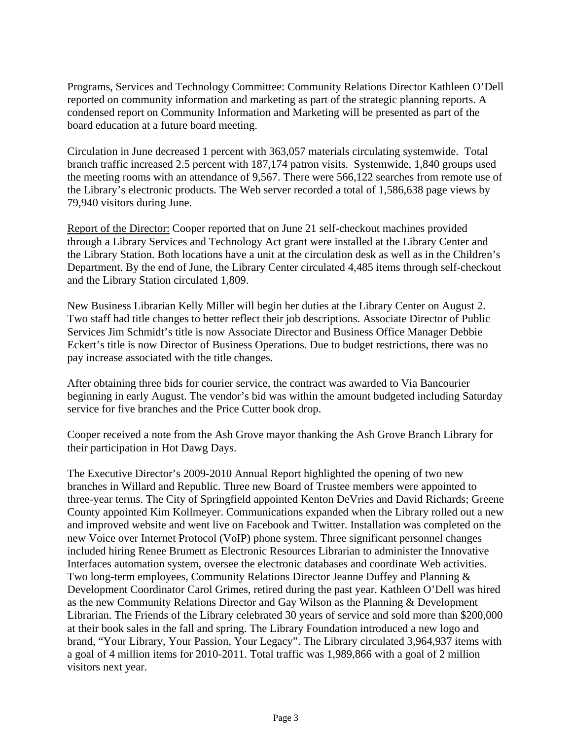<u>Programs, Services and Technology Committee:</u> Community Relations Director Kathleen O'Dell reported on community information and marketing as part of the strategic planning reports. A condensed report on Community Information and Marketing will be presented as part of the board education at a future board meeting.

Circulation in June decreased 1 percent with 363,057 materials circulating systemwide. Total branch traffic increased 2.5 percent with 187,174 patron visits. Systemwide, 1,840 groups used the meeting rooms with an attendance of 9,567. There were 566,122 searches from remote use of the Library's electronic products. The Web server recorded a total of 1,586,638 page views by 79,940 visitors during June.

<u>Report of the Director:</u> Cooper reported that on June 21 self-checkout machines provided through a Library Services and Technology Act grant were installed at the Library Center and the Library Station. Both locations have a unit at the circulation desk as well as in the Children's Department. By the end of June, the Library Center circulated 4,485 items through self-checkout and the Library Station circulated 1,809.

New Business Librarian Kelly Miller will begin her duties at the Library Center on August 2. Two staff had title changes to better reflect their job descriptions. Associate Director of Public Services Jim Schmidt's title is now Associate Director and Business Office Manager Debbie Eckert's title is now Director of Business Operations. Due to budget restrictions, there was no pay increase associated with the title changes.

After obtaining three bids for courier service, the contract was awarded to Via Bancourier beginning in early August. The vendor's bid was within the amount budgeted including Saturday service for five branches and the Price Cutter book drop.

Cooper received a note from the Ash Grove mayor thanking the Ash Grove Branch Library for their participation in Hot Dawg Days.

The Executive Director's 2009-2010 Annual Report highlighted the opening of two new branches in Willard and Republic. Three new Board of Trustee members were appointed to three-year terms. The City of Springfield appointed Kenton DeVries and David Richards; Greene County appointed Kim Kollmeyer. Communications expanded when the Library rolled out a new and improved website and went live on Facebook and Twitter. Installation was completed on the new Voice over Internet Protocol (VoIP) phone system. Three significant personnel changes included hiring Renee Brumett as Electronic Resources Librarian to administer the Innovative Interfaces automation system, oversee the electronic databases and coordinate Web activities. Two long-term employees, Community Relations Director Jeanne Duffey and Planning & Development Coordinator Carol Grimes, retired during the past year. Kathleen O'Dell was hired as the new Community Relations Director and Gay Wilson as the Planning & Development Librarian. The Friends of the Library celebrated 30 years of service and sold more than $200,000 at their book sales in the fall and spring. The Library Foundation introduced a new logo and brand, "Your Library, Your Passion, Your Legacy". The Library circulated 3,964,937 items with a goal of 4 million items for 2010-2011. Total traffic was 1,989,866 with a goal of 2 million visitors next year.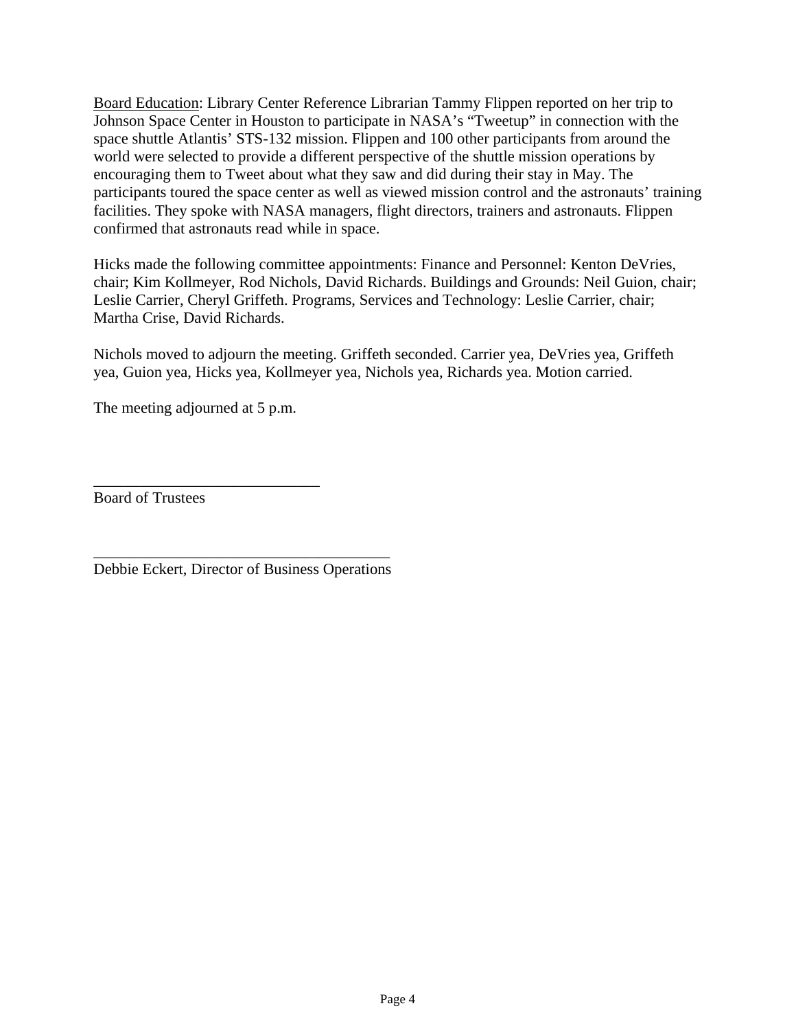<u>Board Education</u>: Library Center Reference Librarian Tammy Flippen reported on her trip to Johnson Space Center in Houston to participate in NASA's "Tweetup" in connection with the space shuttle Atlantis' STS-132 mission. Flippen and 100 other participants from around the world were selected to provide a different perspective of the shuttle mission operations by encouraging them to Tweet about what they saw and did during their stay in May. The participants toured the space center as well as viewed mission control and the astronauts' training facilities. They spoke with NASA managers, flight directors, trainers and astronauts. Flippen confirmed that astronauts read while in space.

Hicks made the following committee appointments: Finance and Personnel: Kenton DeVries, chair; Kim Kollmeyer, Rod Nichols, David Richards. Buildings and Grounds: Neil Guion, chair; Leslie Carrier, Cheryl Griffeth. Programs, Services and Technology: Leslie Carrier, chair; Martha Crise, David Richards.

Nichols moved to adjourn the meeting. Griffeth seconded. Carrier yea, DeVries yea, Griffeth yea, Guion yea, Hicks yea, Kollmeyer yea, Nichols yea, Richards yea. Motion carried.

The meeting adjourned at 5 p.m.

______________________________
Board of Trustees

_______________________________________
Debbie Eckert, Director of Business Operations